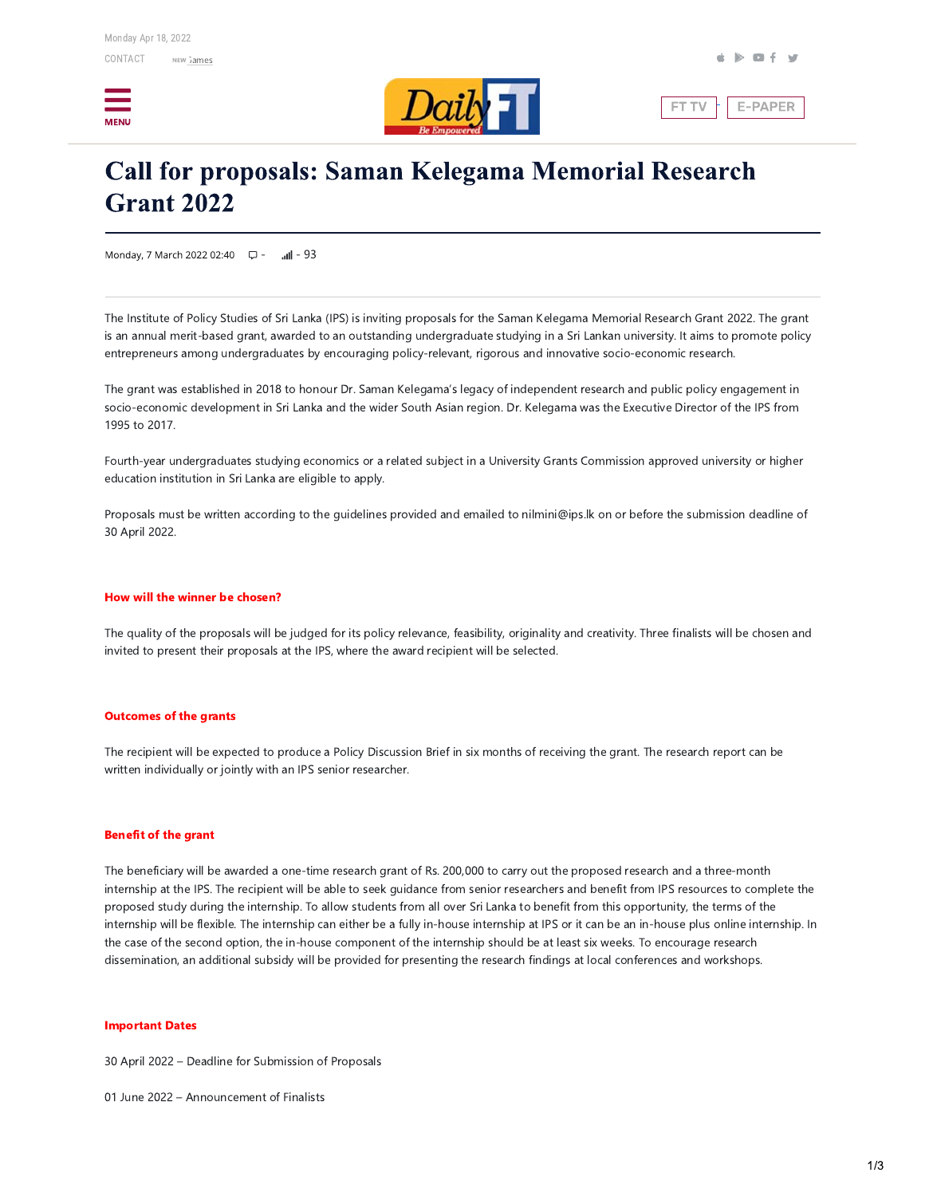# Call for proposals: Saman Kelegama Memorial Research Grant 2022

Monday, 7 March 2022 02:40 - 93

The Institute of Policy Studies of Sri Lanka (IPS) is inviting proposals for the Saman Kelegama Memorial Research Grant 2022. The grant is an annual merit-based grant, awarded to an outstanding undergraduate studying in a Sri Lankan university. It aims to promote policy entrepreneurs among undergraduates by encouraging policy-relevant, rigorous and innovative socio-economic research.

The grant was established in 2018 to honour Dr. Saman Kelegama's legacy of independent research and public policy engagement in socio-economic development in Sri Lanka and the wider South Asian region. Dr. Kelegama was the Executive Director of the IPS from 1995 to 2017.

Fourth-year undergraduates studying economics or a related subject in a University Grants Commission approved university or higher education institution in Sri Lanka are eligible to apply.

Proposals must be written according to the guidelines provided and emailed to nilmini@ips.lk on or before the submission deadline of 30 April 2022.

### How will the winner be chosen?

The quality of the proposals will be judged for its policy relevance, feasibility, originality and creativity. Three finalists will be chosen and invited to present their proposals at the IPS, where the award recipient will be selected.

### Outcomes of the grants

The recipient will be expected to produce a Policy Discussion Brief in six months of receiving the grant. The research report can be written individually or jointly with an IPS senior researcher.

### Benefit of the grant

The beneficiary will be awarded a one-time research grant of Rs. 200,000 to carry out the proposed research and a three-month internship at the IPS. The recipient will be able to seek guidance from senior researchers and benefit from IPS resources to complete the proposed study during the internship. To allow students from all over Sri Lanka to benefit from this opportunity, the terms of the internship will be flexible. The internship can either be a fully in-house internship at IPS or it can be an in-house plus online internship. In the case of the second option, the in-house component of the internship should be at least six weeks. To encourage research dissemination, an additional subsidy will be provided for presenting the research findings at local conferences and workshops.

### Important Dates

30 April 2022 – Deadline for Submission of Proposals

01 June 2022 – Announcement of Finalists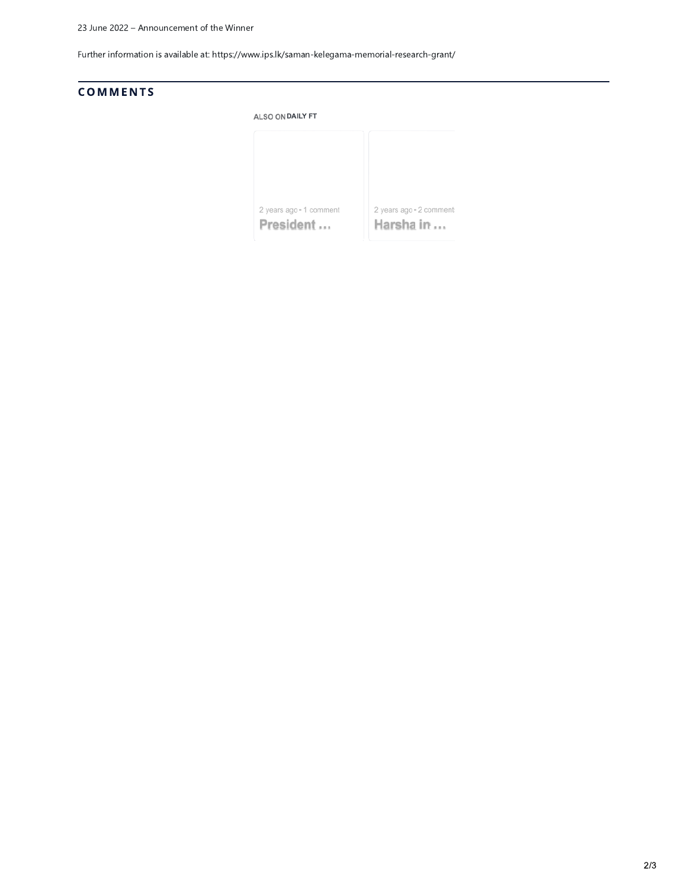23 June 2022 – Announcement of the Winner

Further information is available at: https://www.ips.lk/saman-kelegama-memorial-research-grant/

## COMMENTS

ALSO ON DAILY FT

2 years ago • 1 comment
President …

2 years ago • 2 comment
Harsha in …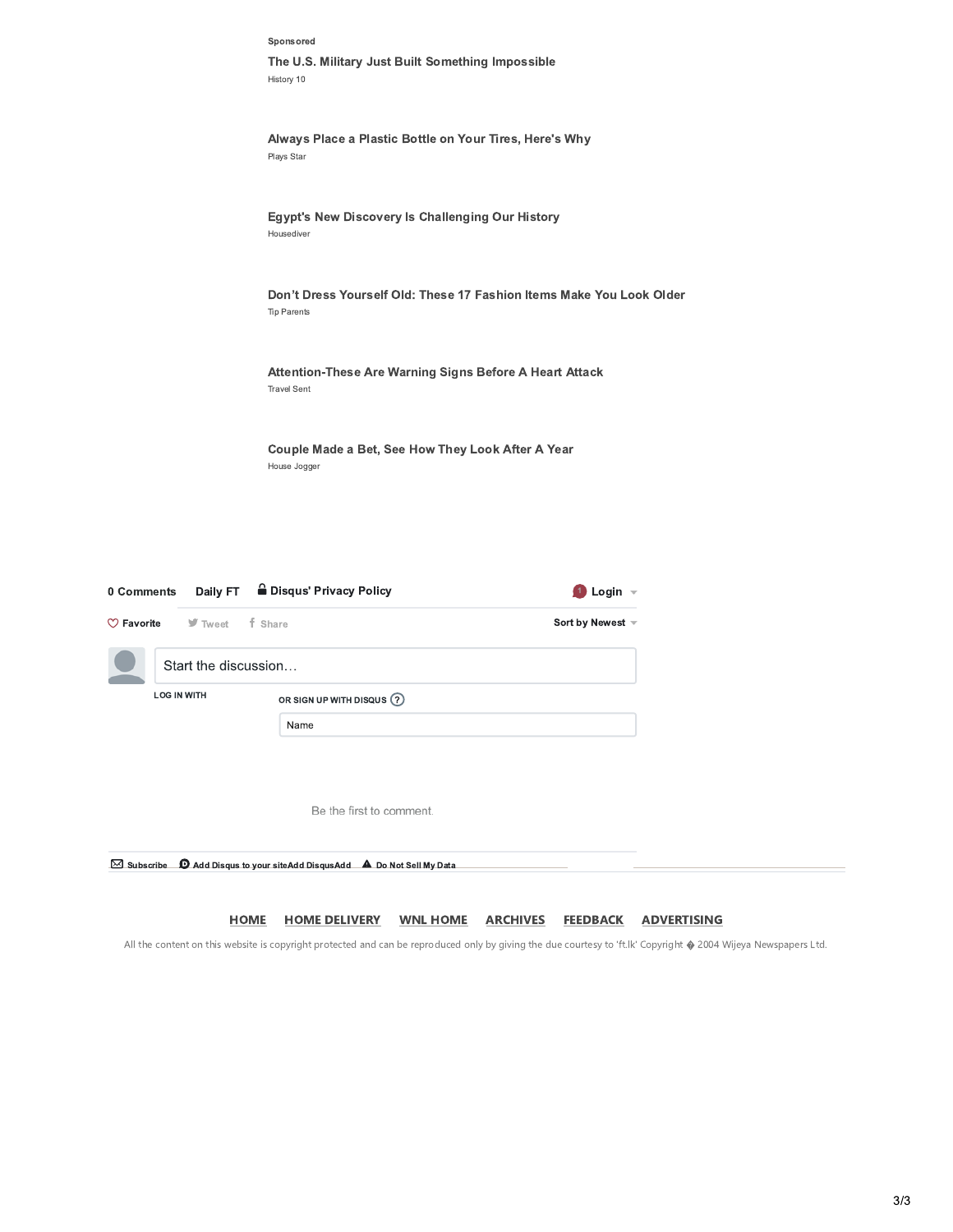Sponsored

**The U.S. Military Just Built Something Impossible**
History 10

**Always Place a Plastic Bottle on Your Tires, Here's Why**
Plays Star

**Egypt's New Discovery Is Challenging Our History**
Housediver

**Don't Dress Yourself Old: These 17 Fashion Items Make You Look Older**
Tip Parents

**Attention-These Are Warning Signs Before A Heart Attack**
Travel Sent

**Couple Made a Bet, See How They Look After A Year**
House Jogger

0 Comments Daily FT Disqus' Privacy Policy Login

Favorite Tweet Share Sort by Newest

Start the discussion…

LOG IN WITH

OR SIGN UP WITH DISQUS

Name

Be the first to comment.

Subscribe Add Disqus to your siteAdd DisqusAdd Do Not Sell My Data

HOME HOME DELIVERY WNL HOME ARCHIVES FEEDBACK ADVERTISING

All the content on this website is copyright protected and can be reproduced only by giving the due courtesy to 'ft.lk' Copyright � 2004 Wijeya Newspapers Ltd.